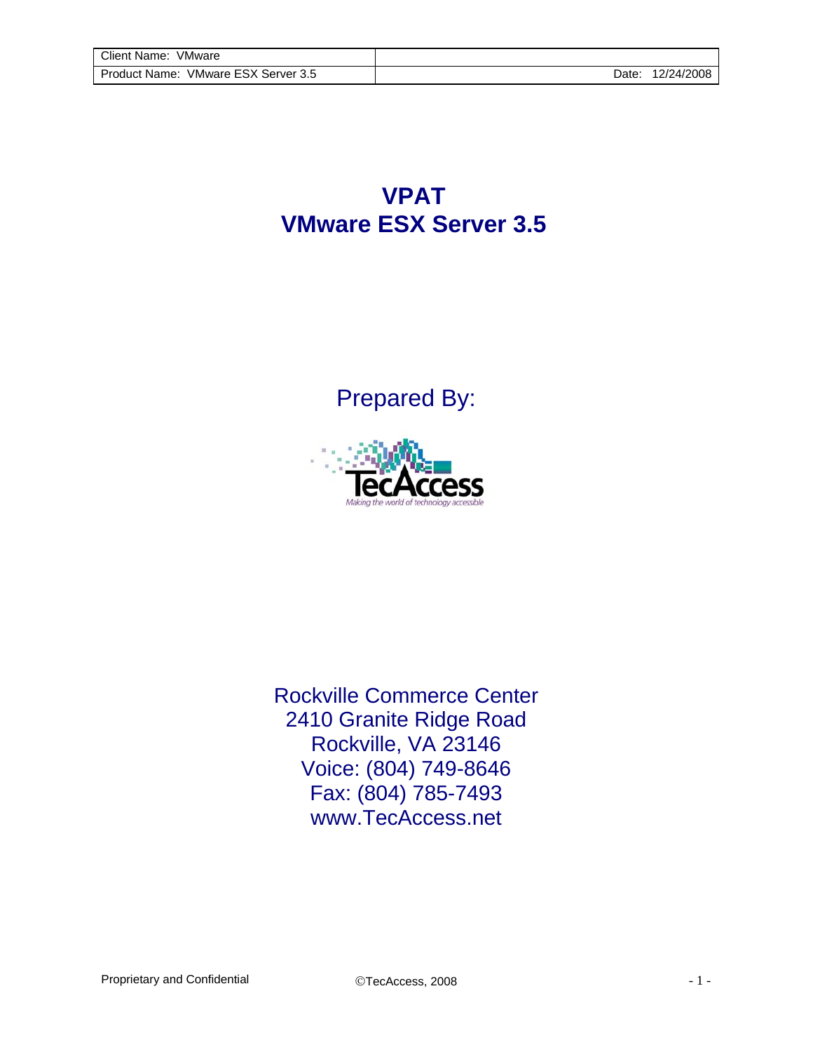| Client Name: VMware | |
| --- | --- |
| Product Name: VMware ESX Server 3.5 | Date: 12/24/2008 |

# VPAT
# VMware ESX Server 3.5

Prepared By:

TecAccess
*Making the world of technology accessible*

Rockville Commerce Center
2410 Granite Ridge Road
Rockville, VA 23146
Voice: (804) 749-8646
Fax: (804) 785-7493
www.TecAccess.net

Proprietary and Confidential ©TecAccess, 2008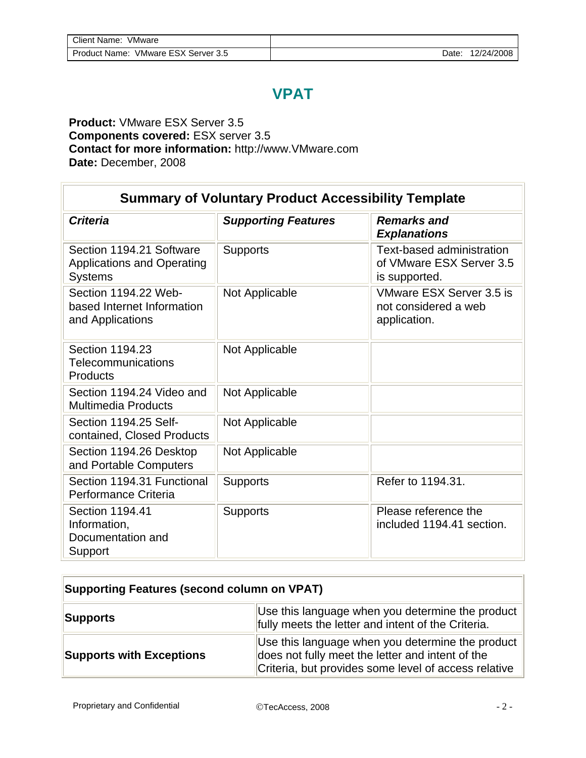# VPAT

**Product:** VMware ESX Server 3.5
**Components covered:** ESX server 3.5
**Contact for more information:** http://www.VMware.com
**Date:** December, 2008

| Summary of Voluntary Product Accessibility Template | | |
|---|---|---|
| ***Criteria*** | ***Supporting Features*** | ***Remarks and Explanations*** |
| Section 1194.21 Software Applications and Operating Systems | Supports | Text-based administration of VMware ESX Server 3.5 is supported. |
| Section 1194.22 Web-based Internet Information and Applications | Not Applicable | VMware ESX Server 3.5 is not considered a web application. |
| Section 1194.23 Telecommunications Products | Not Applicable | |
| Section 1194.24 Video and Multimedia Products | Not Applicable | |
| Section 1194.25 Self-contained, Closed Products | Not Applicable | |
| Section 1194.26 Desktop and Portable Computers | Not Applicable | |
| Section 1194.31 Functional Performance Criteria | Supports | Refer to 1194.31. |
| Section 1194.41 Information, Documentation and Support | Supports | Please reference the included 1194.41 section. |

| Supporting Features (second column on VPAT) | |
|---|---|
| **Supports** | Use this language when you determine the product fully meets the letter and intent of the Criteria. |
| **Supports with Exceptions** | Use this language when you determine the product does not fully meet the letter and intent of the Criteria, but provides some level of access relative |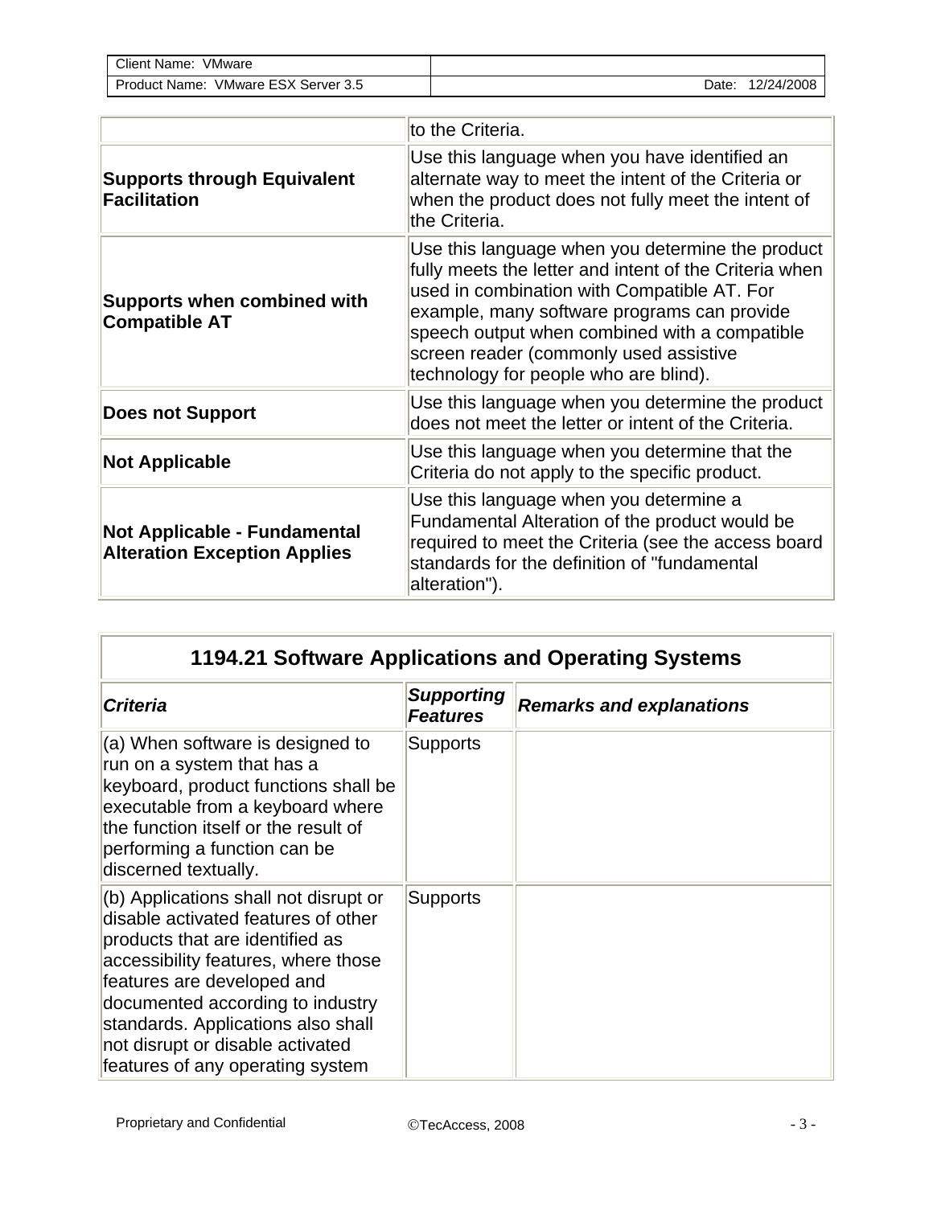| | |
|---|---|
| | to the Criteria. |
| **Supports through Equivalent Facilitation** | Use this language when you have identified an alternate way to meet the intent of the Criteria or when the product does not fully meet the intent of the Criteria. |
| **Supports when combined with Compatible AT** | Use this language when you determine the product fully meets the letter and intent of the Criteria when used in combination with Compatible AT. For example, many software programs can provide speech output when combined with a compatible screen reader (commonly used assistive technology for people who are blind). |
| **Does not Support** | Use this language when you determine the product does not meet the letter or intent of the Criteria. |
| **Not Applicable** | Use this language when you determine that the Criteria do not apply to the specific product. |
| **Not Applicable - Fundamental Alteration Exception Applies** | Use this language when you determine a Fundamental Alteration of the product would be required to meet the Criteria (see the access board standards for the definition of "fundamental alteration"). |

## 1194.21 Software Applications and Operating Systems

| ***Criteria*** | ***Supporting Features*** | ***Remarks and explanations*** |
|---|---|---|
| (a) When software is designed to run on a system that has a keyboard, product functions shall be executable from a keyboard where the function itself or the result of performing a function can be discerned textually. | Supports | |
| (b) Applications shall not disrupt or disable activated features of other products that are identified as accessibility features, where those features are developed and documented according to industry standards. Applications also shall not disrupt or disable activated features of any operating system | Supports | |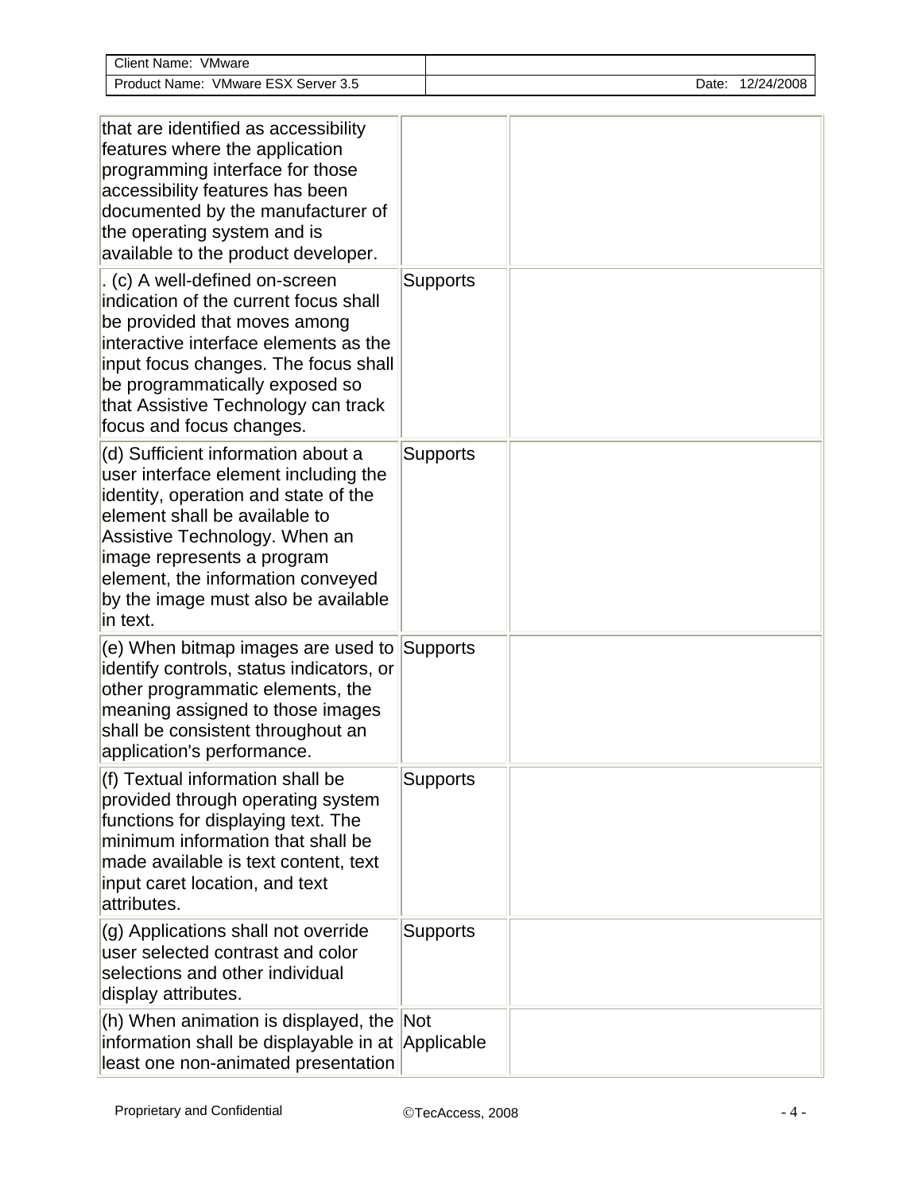| | | |
|---|---|---|
| that are identified as accessibility features where the application programming interface for those accessibility features has been documented by the manufacturer of the operating system and is available to the product developer. | | |
| . (c) A well-defined on-screen indication of the current focus shall be provided that moves among interactive interface elements as the input focus changes. The focus shall be programmatically exposed so that Assistive Technology can track focus and focus changes. | Supports | |
| (d) Sufficient information about a user interface element including the identity, operation and state of the element shall be available to Assistive Technology. When an image represents a program element, the information conveyed by the image must also be available in text. | Supports | |
| (e) When bitmap images are used to identify controls, status indicators, or other programmatic elements, the meaning assigned to those images shall be consistent throughout an application's performance. | Supports | |
| (f) Textual information shall be provided through operating system functions for displaying text. The minimum information that shall be made available is text content, text input caret location, and text attributes. | Supports | |
| (g) Applications shall not override user selected contrast and color selections and other individual display attributes. | Supports | |
| (h) When animation is displayed, the information shall be displayable in at least one non-animated presentation | Not Applicable | |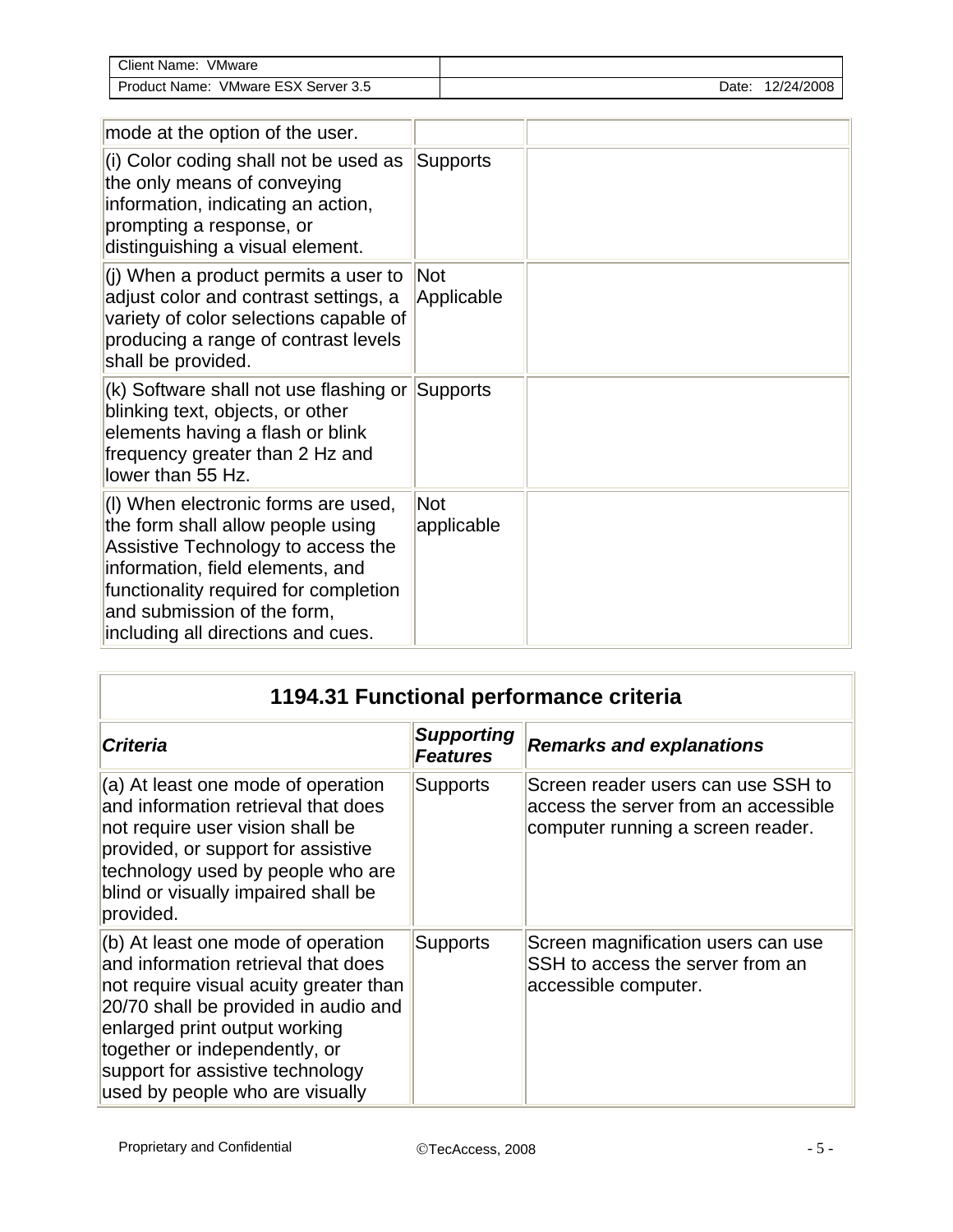| | | |
|---|---|---|
| mode at the option of the user. | | |
| (i) Color coding shall not be used as the only means of conveying information, indicating an action, prompting a response, or distinguishing a visual element. | Supports | |
| (j) When a product permits a user to adjust color and contrast settings, a variety of color selections capable of producing a range of contrast levels shall be provided. | Not Applicable | |
| (k) Software shall not use flashing or blinking text, objects, or other elements having a flash or blink frequency greater than 2 Hz and lower than 55 Hz. | Supports | |
| (l) When electronic forms are used, the form shall allow people using Assistive Technology to access the information, field elements, and functionality required for completion and submission of the form, including all directions and cues. | Not applicable | |

## 1194.31 Functional performance criteria

| *Criteria* | *Supporting Features* | *Remarks and explanations* |
|---|---|---|
| (a) At least one mode of operation and information retrieval that does not require user vision shall be provided, or support for assistive technology used by people who are blind or visually impaired shall be provided. | Supports | Screen reader users can use SSH to access the server from an accessible computer running a screen reader. |
| (b) At least one mode of operation and information retrieval that does not require visual acuity greater than 20/70 shall be provided in audio and enlarged print output working together or independently, or support for assistive technology used by people who are visually | Supports | Screen magnification users can use SSH to access the server from an accessible computer. |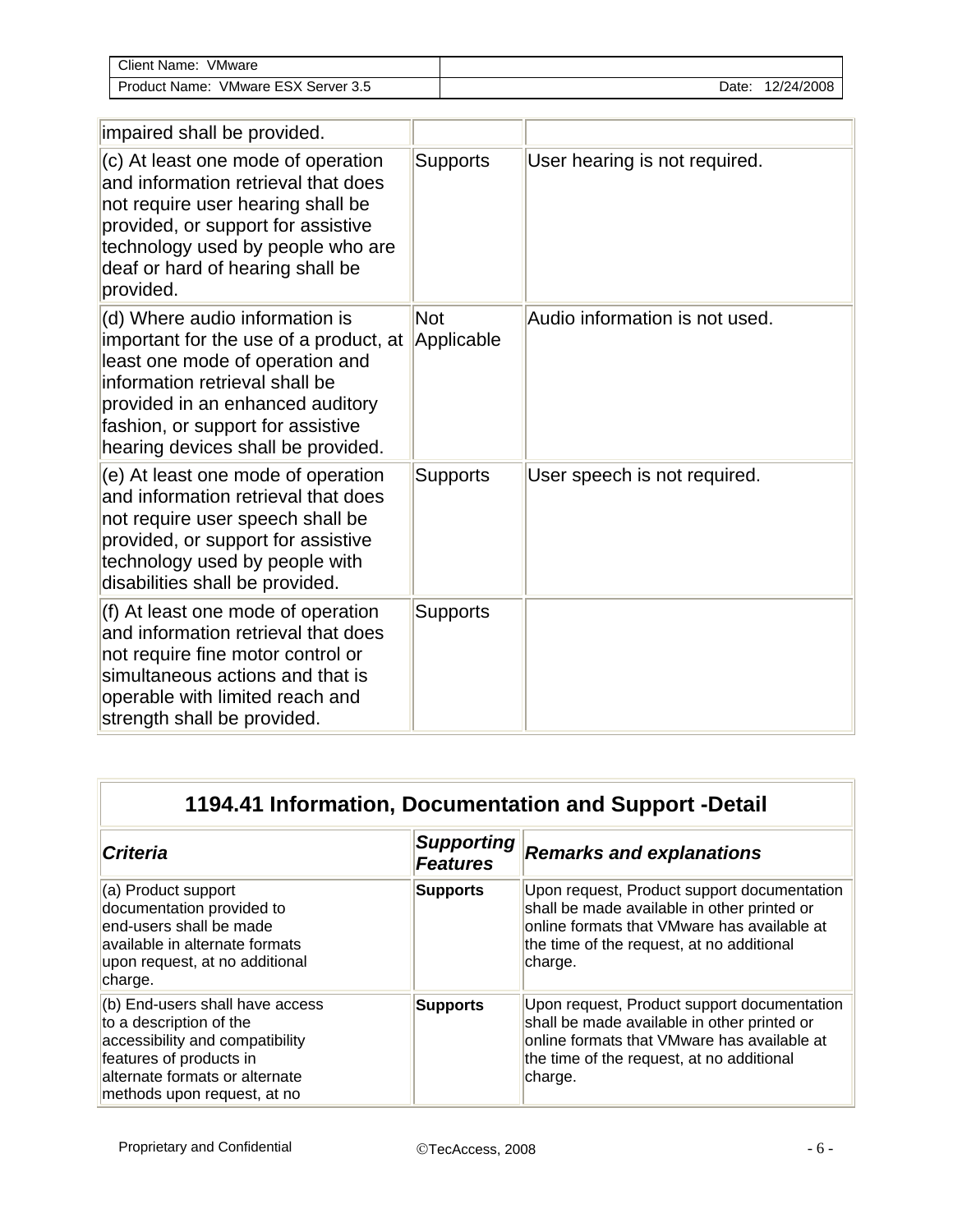| | | |
|---|---|---|
| impaired shall be provided. | | |
| (c) At least one mode of operation and information retrieval that does not require user hearing shall be provided, or support for assistive technology used by people who are deaf or hard of hearing shall be provided. | Supports | User hearing is not required. |
| (d) Where audio information is important for the use of a product, at least one mode of operation and information retrieval shall be provided in an enhanced auditory fashion, or support for assistive hearing devices shall be provided. | Not Applicable | Audio information is not used. |
| (e) At least one mode of operation and information retrieval that does not require user speech shall be provided, or support for assistive technology used by people with disabilities shall be provided. | Supports | User speech is not required. |
| (f) At least one mode of operation and information retrieval that does not require fine motor control or simultaneous actions and that is operable with limited reach and strength shall be provided. | Supports | |

## 1194.41 Information, Documentation and Support -Detail

| *Criteria* | *Supporting Features* | *Remarks and explanations* |
|---|---|---|
| (a) Product support documentation provided to end-users shall be made available in alternate formats upon request, at no additional charge. | **Supports** | Upon request, Product support documentation shall be made available in other printed or online formats that VMware has available at the time of the request, at no additional charge. |
| (b) End-users shall have access to a description of the accessibility and compatibility features of products in alternate formats or alternate methods upon request, at no | **Supports** | Upon request, Product support documentation shall be made available in other printed or online formats that VMware has available at the time of the request, at no additional charge. |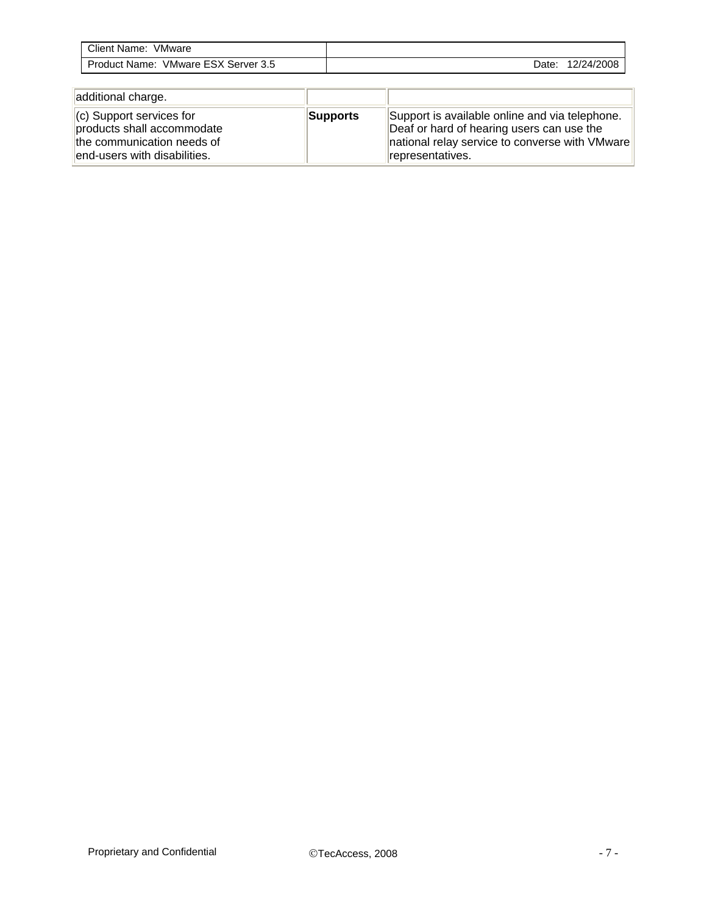| | | |
|---|---|---|
| additional charge. | | |
| (c) Support services for products shall accommodate the communication needs of end-users with disabilities. | **Supports** | Support is available online and via telephone. Deaf or hard of hearing users can use the national relay service to converse with VMware representatives. |